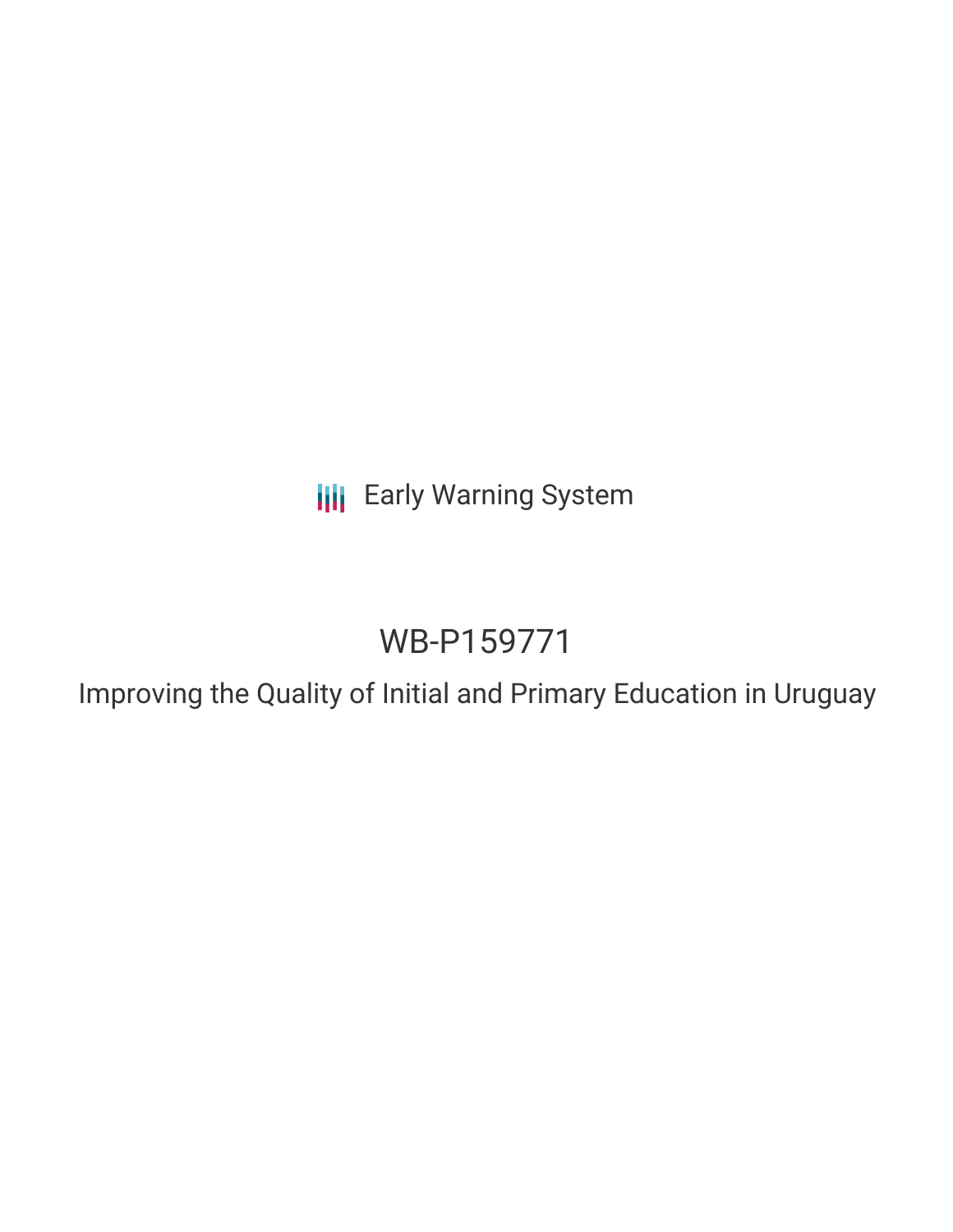Early Warning System

# WB-P159771

## Improving the Quality of Initial and Primary Education in Uruguay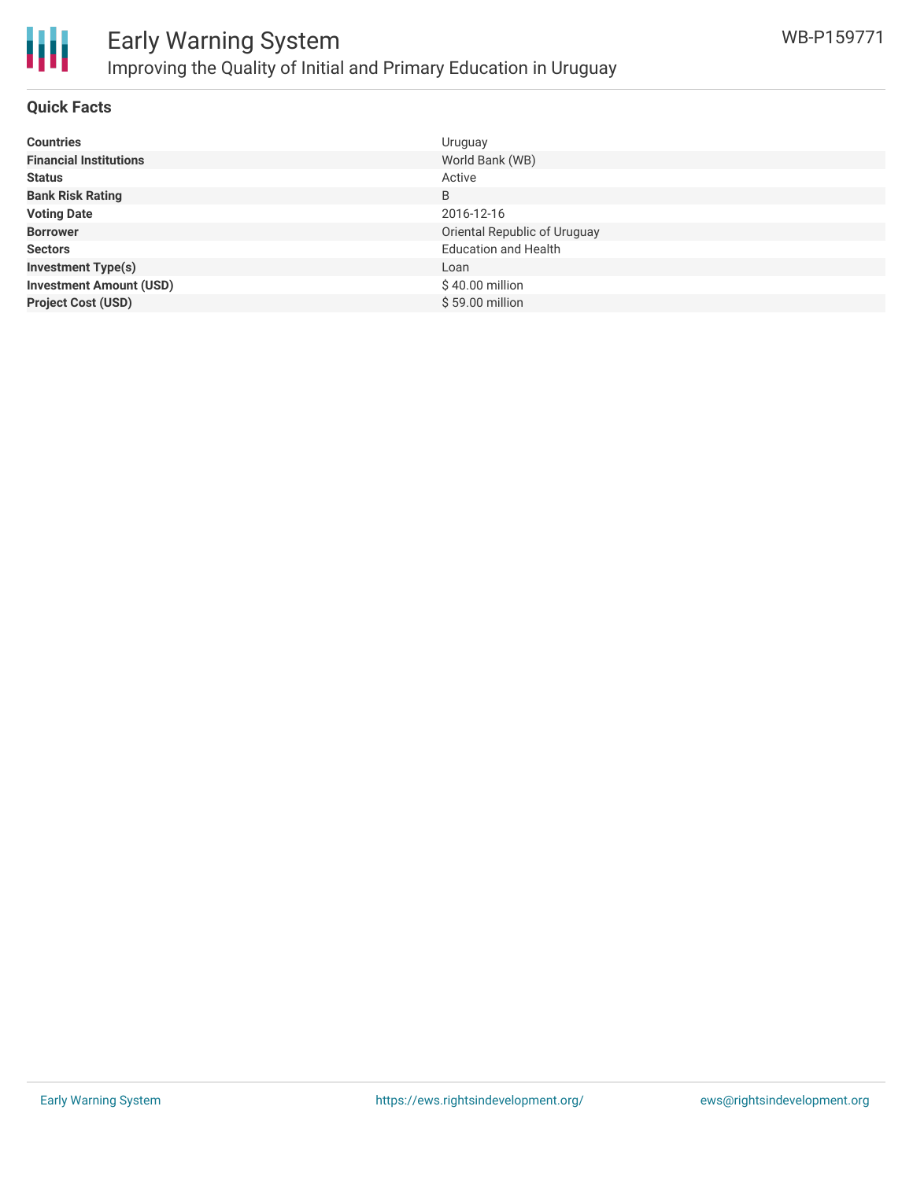# Early Warning System

## Improving the Quality of Initial and Primary Education in Uruguay

WB-P159771

### Quick Facts

| | |
|---|---|
| **Countries** | Uruguay |
| **Financial Institutions** | World Bank (WB) |
| **Status** | Active |
| **Bank Risk Rating** | B |
| **Voting Date** | 2016-12-16 |
| **Borrower** | Oriental Republic of Uruguay |
| **Sectors** | Education and Health |
| **Investment Type(s)** | Loan |
| **Investment Amount (USD)** | $ 40.00 million |
| **Project Cost (USD)** | $ 59.00 million |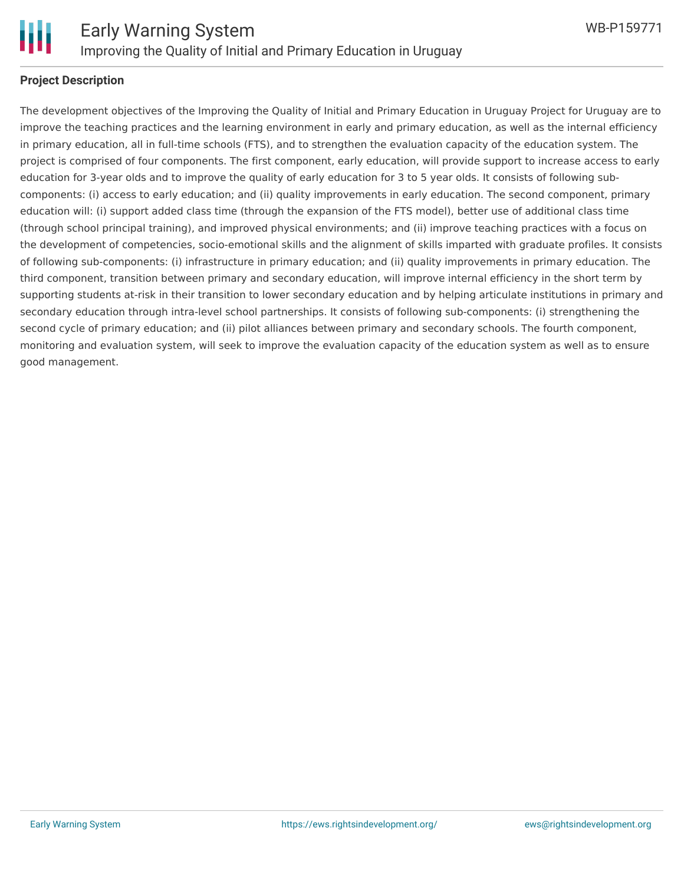## Project Description

The development objectives of the Improving the Quality of Initial and Primary Education in Uruguay Project for Uruguay are to improve the teaching practices and the learning environment in early and primary education, as well as the internal efficiency in primary education, all in full-time schools (FTS), and to strengthen the evaluation capacity of the education system. The project is comprised of four components. The first component, early education, will provide support to increase access to early education for 3-year olds and to improve the quality of early education for 3 to 5 year olds. It consists of following sub-components: (i) access to early education; and (ii) quality improvements in early education. The second component, primary education will: (i) support added class time (through the expansion of the FTS model), better use of additional class time (through school principal training), and improved physical environments; and (ii) improve teaching practices with a focus on the development of competencies, socio-emotional skills and the alignment of skills imparted with graduate profiles. It consists of following sub-components: (i) infrastructure in primary education; and (ii) quality improvements in primary education. The third component, transition between primary and secondary education, will improve internal efficiency in the short term by supporting students at-risk in their transition to lower secondary education and by helping articulate institutions in primary and secondary education through intra-level school partnerships. It consists of following sub-components: (i) strengthening the second cycle of primary education; and (ii) pilot alliances between primary and secondary schools. The fourth component, monitoring and evaluation system, will seek to improve the evaluation capacity of the education system as well as to ensure good management.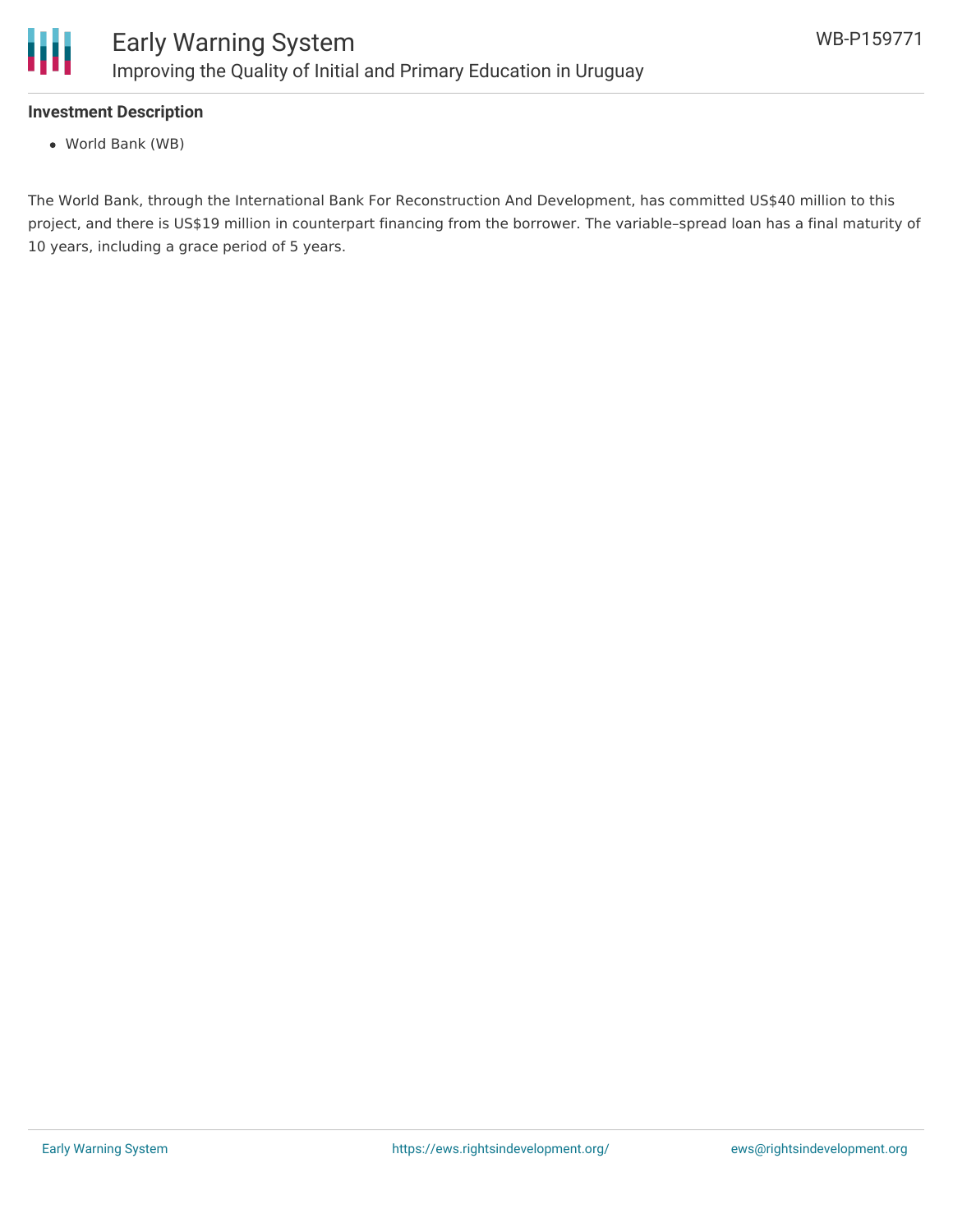**Investment Description**

- World Bank (WB)

The World Bank, through the International Bank For Reconstruction And Development, has committed US$40 million to this project, and there is US$19 million in counterpart financing from the borrower. The variable–spread loan has a final maturity of 10 years, including a grace period of 5 years.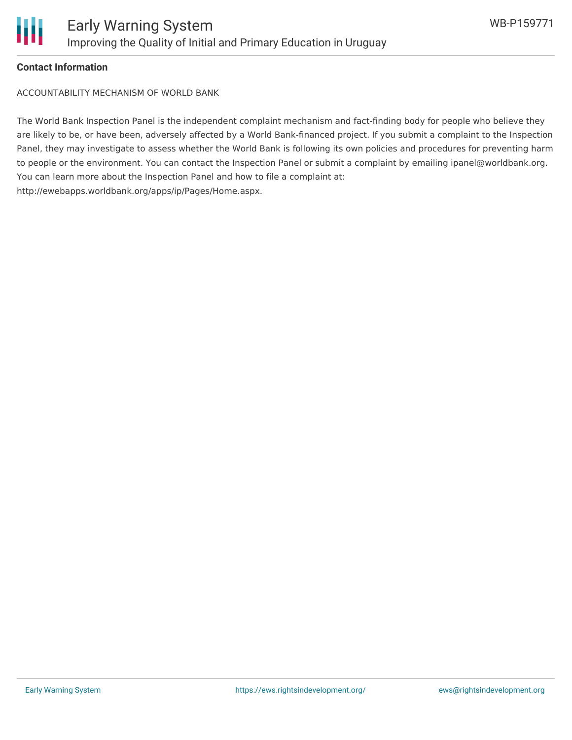**Contact Information**

ACCOUNTABILITY MECHANISM OF WORLD BANK

The World Bank Inspection Panel is the independent complaint mechanism and fact-finding body for people who believe they are likely to be, or have been, adversely affected by a World Bank-financed project. If you submit a complaint to the Inspection Panel, they may investigate to assess whether the World Bank is following its own policies and procedures for preventing harm to people or the environment. You can contact the Inspection Panel or submit a complaint by emailing ipanel@worldbank.org. You can learn more about the Inspection Panel and how to file a complaint at: http://ewebapps.worldbank.org/apps/ip/Pages/Home.aspx.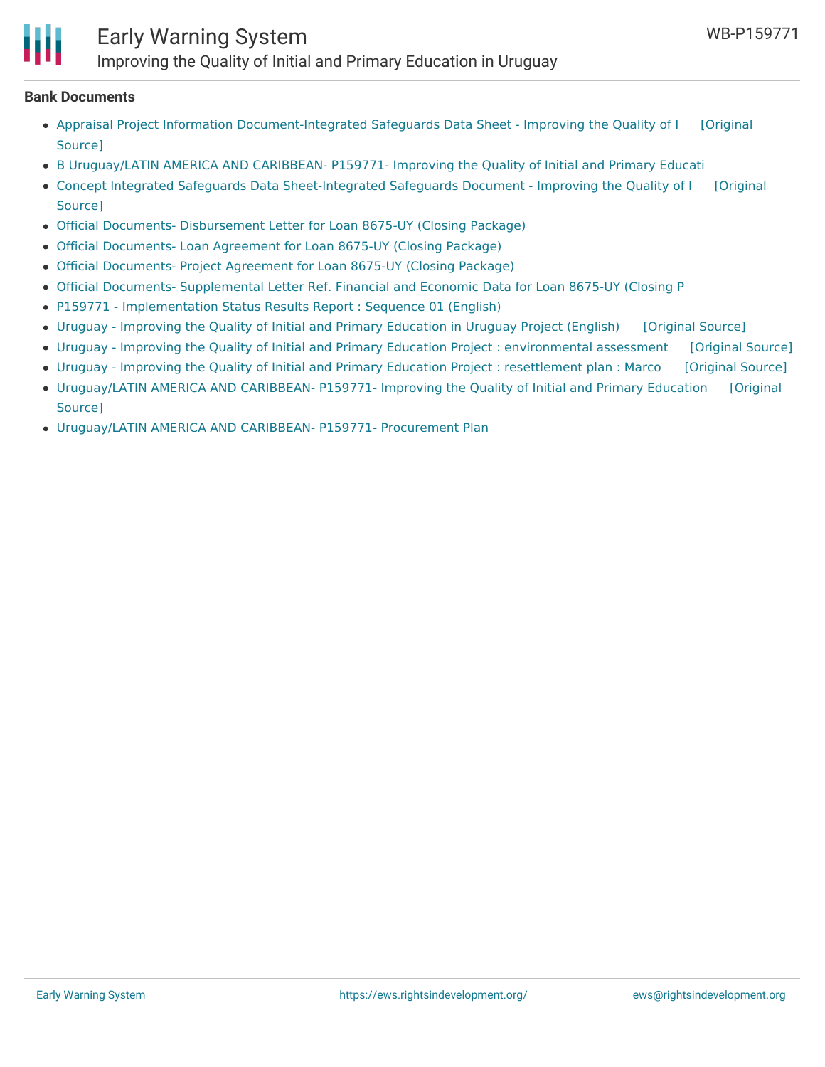**Bank Documents**

- Appraisal Project Information Document-Integrated Safeguards Data Sheet - Improving the Quality of I [Original Source]
- B Uruguay/LATIN AMERICA AND CARIBBEAN- P159771- Improving the Quality of Initial and Primary Educati
- Concept Integrated Safeguards Data Sheet-Integrated Safeguards Document - Improving the Quality of I [Original Source]
- Official Documents- Disbursement Letter for Loan 8675-UY (Closing Package)
- Official Documents- Loan Agreement for Loan 8675-UY (Closing Package)
- Official Documents- Project Agreement for Loan 8675-UY (Closing Package)
- Official Documents- Supplemental Letter Ref. Financial and Economic Data for Loan 8675-UY (Closing P
- P159771 - Implementation Status Results Report : Sequence 01 (English)
- Uruguay - Improving the Quality of Initial and Primary Education in Uruguay Project (English) [Original Source]
- Uruguay - Improving the Quality of Initial and Primary Education Project : environmental assessment [Original Source]
- Uruguay - Improving the Quality of Initial and Primary Education Project : resettlement plan : Marco [Original Source]
- Uruguay/LATIN AMERICA AND CARIBBEAN- P159771- Improving the Quality of Initial and Primary Education [Original Source]
- Uruguay/LATIN AMERICA AND CARIBBEAN- P159771- Procurement Plan